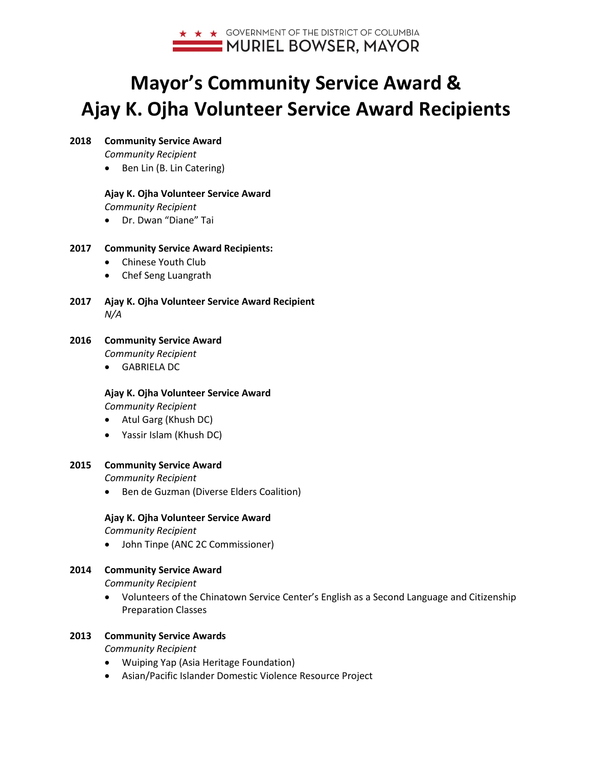GOVERNMENT OF THE DISTRICT OF COLUMBIA
MURIEL BOWSER, MAYOR

# Mayor's Community Service Award & Ajay K. Ojha Volunteer Service Award Recipients

**2018 Community Service Award**

*Community Recipient*

- Ben Lin (B. Lin Catering)

**Ajay K. Ojha Volunteer Service Award**

*Community Recipient*

- Dr. Dwan "Diane" Tai

**2017 Community Service Award Recipients:**

- Chinese Youth Club
- Chef Seng Luangrath

**2017 Ajay K. Ojha Volunteer Service Award Recipient**

*N/A*

**2016 Community Service Award**

*Community Recipient*

- GABRIELA DC

**Ajay K. Ojha Volunteer Service Award**

*Community Recipient*

- Atul Garg (Khush DC)
- Yassir Islam (Khush DC)

**2015 Community Service Award**

*Community Recipient*

- Ben de Guzman (Diverse Elders Coalition)

**Ajay K. Ojha Volunteer Service Award**

*Community Recipient*

- John Tinpe (ANC 2C Commissioner)

**2014 Community Service Award**

*Community Recipient*

- Volunteers of the Chinatown Service Center's English as a Second Language and Citizenship Preparation Classes

**2013 Community Service Awards**

*Community Recipient*

- Wuiping Yap (Asia Heritage Foundation)
- Asian/Pacific Islander Domestic Violence Resource Project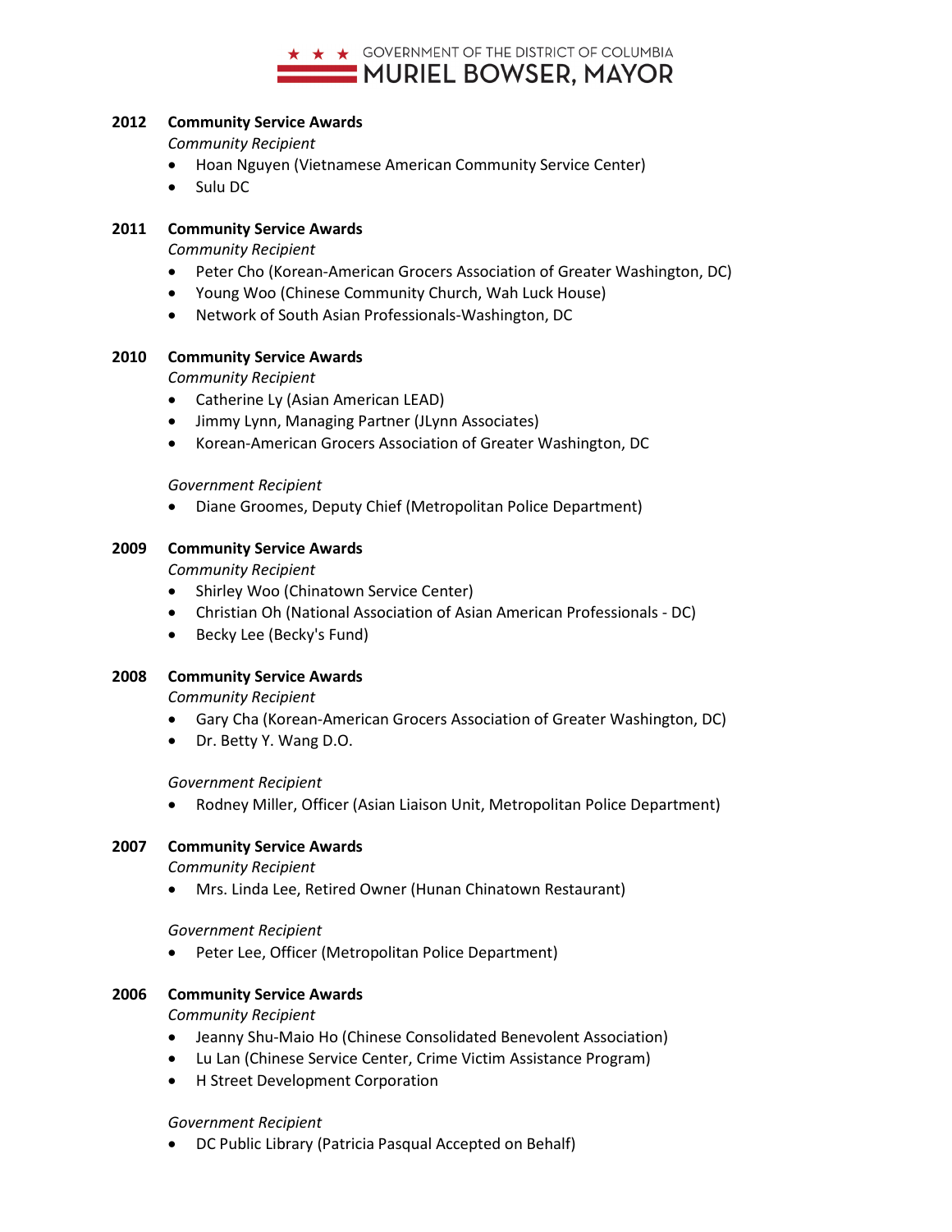**2012 Community Service Awards**

*Community Recipient*

- Hoan Nguyen (Vietnamese American Community Service Center)
- Sulu DC

**2011 Community Service Awards**

*Community Recipient*

- Peter Cho (Korean-American Grocers Association of Greater Washington, DC)
- Young Woo (Chinese Community Church, Wah Luck House)
- Network of South Asian Professionals-Washington, DC

**2010 Community Service Awards**

*Community Recipient*

- Catherine Ly (Asian American LEAD)
- Jimmy Lynn, Managing Partner (JLynn Associates)
- Korean-American Grocers Association of Greater Washington, DC

*Government Recipient*

- Diane Groomes, Deputy Chief (Metropolitan Police Department)

**2009 Community Service Awards**

*Community Recipient*

- Shirley Woo (Chinatown Service Center)
- Christian Oh (National Association of Asian American Professionals - DC)
- Becky Lee (Becky's Fund)

**2008 Community Service Awards**

*Community Recipient*

- Gary Cha (Korean-American Grocers Association of Greater Washington, DC)
- Dr. Betty Y. Wang D.O.

*Government Recipient*

- Rodney Miller, Officer (Asian Liaison Unit, Metropolitan Police Department)

**2007 Community Service Awards**

*Community Recipient*

- Mrs. Linda Lee, Retired Owner (Hunan Chinatown Restaurant)

*Government Recipient*

- Peter Lee, Officer (Metropolitan Police Department)

**2006 Community Service Awards**

*Community Recipient*

- Jeanny Shu-Maio Ho (Chinese Consolidated Benevolent Association)
- Lu Lan (Chinese Service Center, Crime Victim Assistance Program)
- H Street Development Corporation

*Government Recipient*

- DC Public Library (Patricia Pasqual Accepted on Behalf)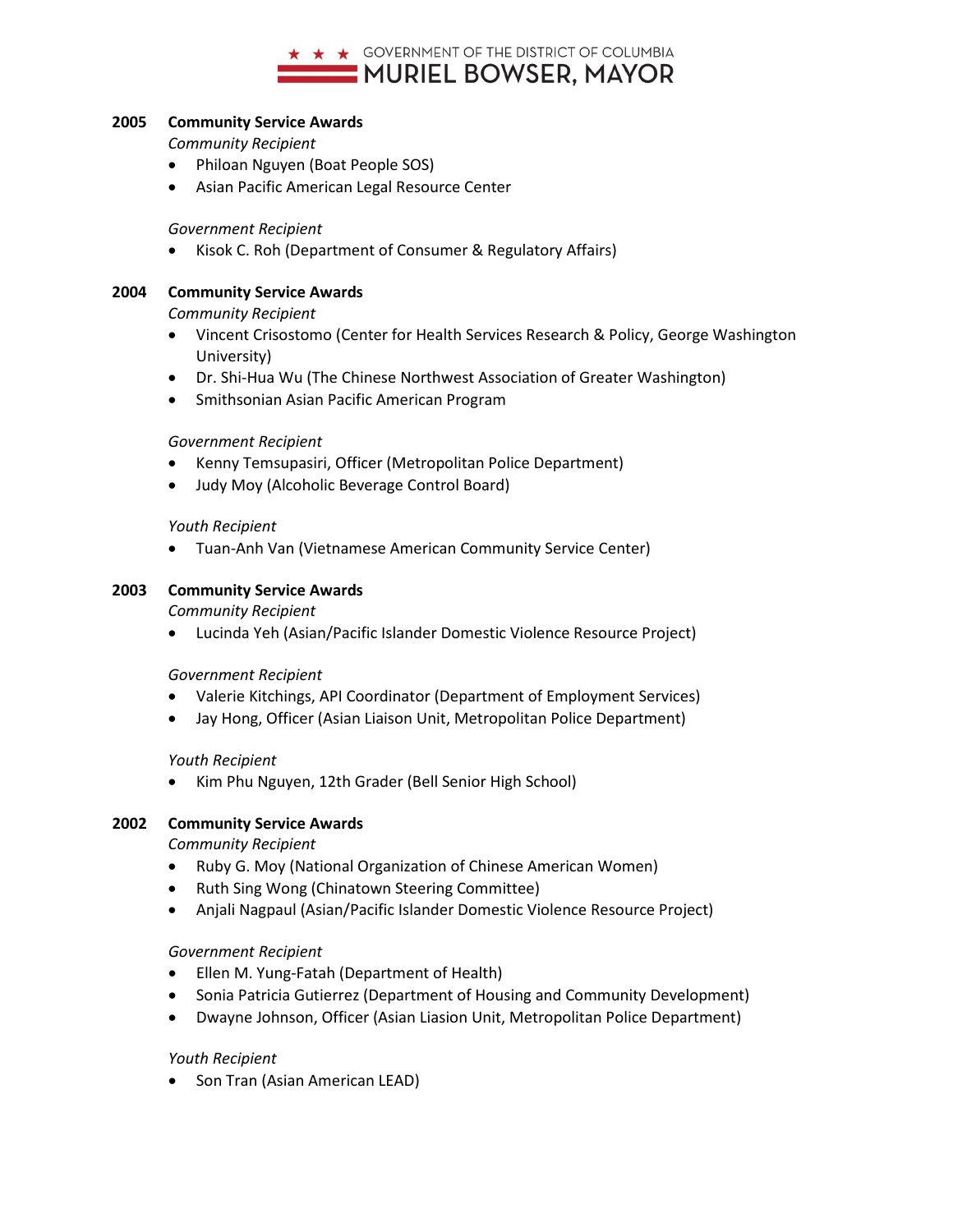## 2005 Community Service Awards

*Community Recipient*

- Philoan Nguyen (Boat People SOS)
- Asian Pacific American Legal Resource Center

*Government Recipient*

- Kisok C. Roh (Department of Consumer & Regulatory Affairs)

## 2004 Community Service Awards

*Community Recipient*

- Vincent Crisostomo (Center for Health Services Research & Policy, George Washington University)
- Dr. Shi-Hua Wu (The Chinese Northwest Association of Greater Washington)
- Smithsonian Asian Pacific American Program

*Government Recipient*

- Kenny Temsupasiri, Officer (Metropolitan Police Department)
- Judy Moy (Alcoholic Beverage Control Board)

*Youth Recipient*

- Tuan-Anh Van (Vietnamese American Community Service Center)

## 2003 Community Service Awards

*Community Recipient*

- Lucinda Yeh (Asian/Pacific Islander Domestic Violence Resource Project)

*Government Recipient*

- Valerie Kitchings, API Coordinator (Department of Employment Services)
- Jay Hong, Officer (Asian Liaison Unit, Metropolitan Police Department)

*Youth Recipient*

- Kim Phu Nguyen, 12th Grader (Bell Senior High School)

## 2002 Community Service Awards

*Community Recipient*

- Ruby G. Moy (National Organization of Chinese American Women)
- Ruth Sing Wong (Chinatown Steering Committee)
- Anjali Nagpaul (Asian/Pacific Islander Domestic Violence Resource Project)

*Government Recipient*

- Ellen M. Yung-Fatah (Department of Health)
- Sonia Patricia Gutierrez (Department of Housing and Community Development)
- Dwayne Johnson, Officer (Asian Liasion Unit, Metropolitan Police Department)

*Youth Recipient*

- Son Tran (Asian American LEAD)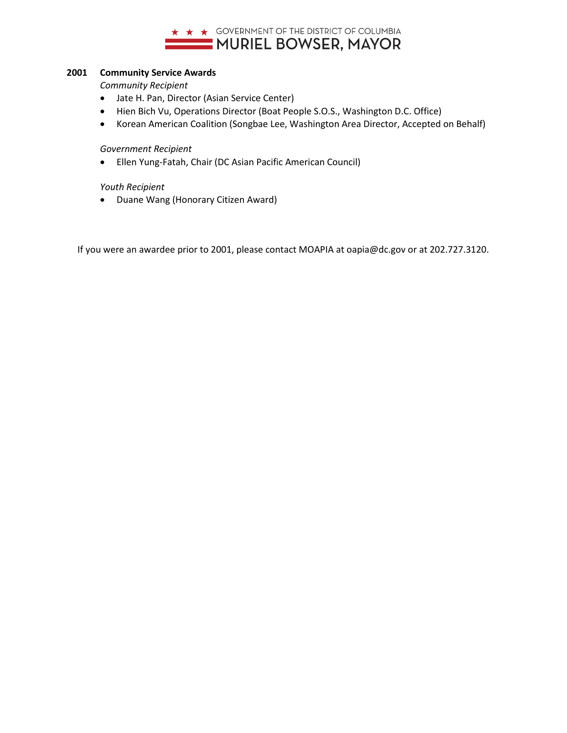**2001 Community Service Awards**

*Community Recipient*

- Jate H. Pan, Director (Asian Service Center)
- Hien Bich Vu, Operations Director (Boat People S.O.S., Washington D.C. Office)
- Korean American Coalition (Songbae Lee, Washington Area Director, Accepted on Behalf)

*Government Recipient*

- Ellen Yung-Fatah, Chair (DC Asian Pacific American Council)

*Youth Recipient*

- Duane Wang (Honorary Citizen Award)

If you were an awardee prior to 2001, please contact MOAPIA at oapia@dc.gov or at 202.727.3120.